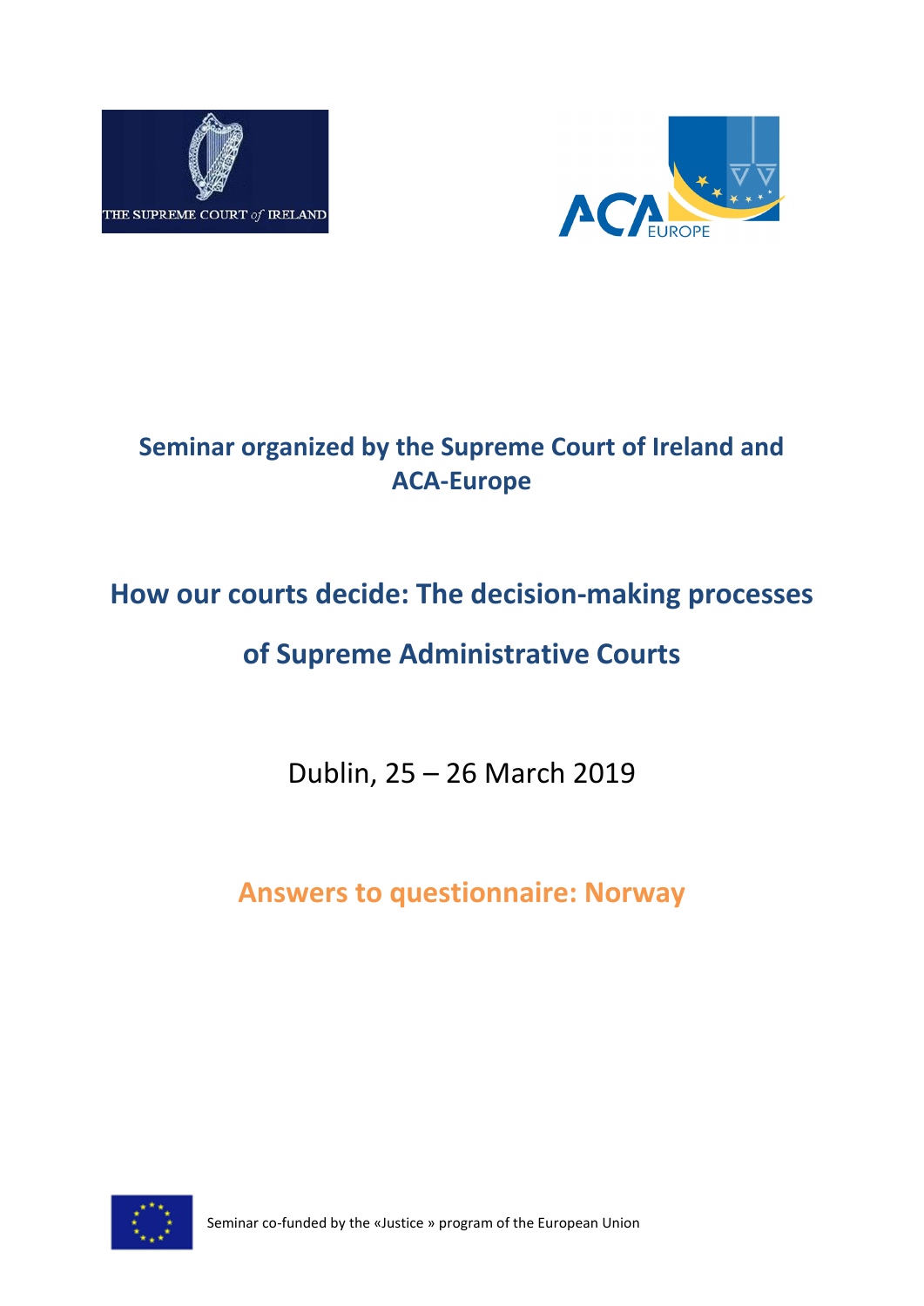THE SUPREME COURT of IRELAND

ACA EUROPE

# Seminar organized by the Supreme Court of Ireland and ACA-Europe

# How our courts decide: The decision-making processes of Supreme Administrative Courts

Dublin, 25 – 26 March 2019

## Answers to questionnaire: Norway

Seminar co-funded by the «Justice » program of the European Union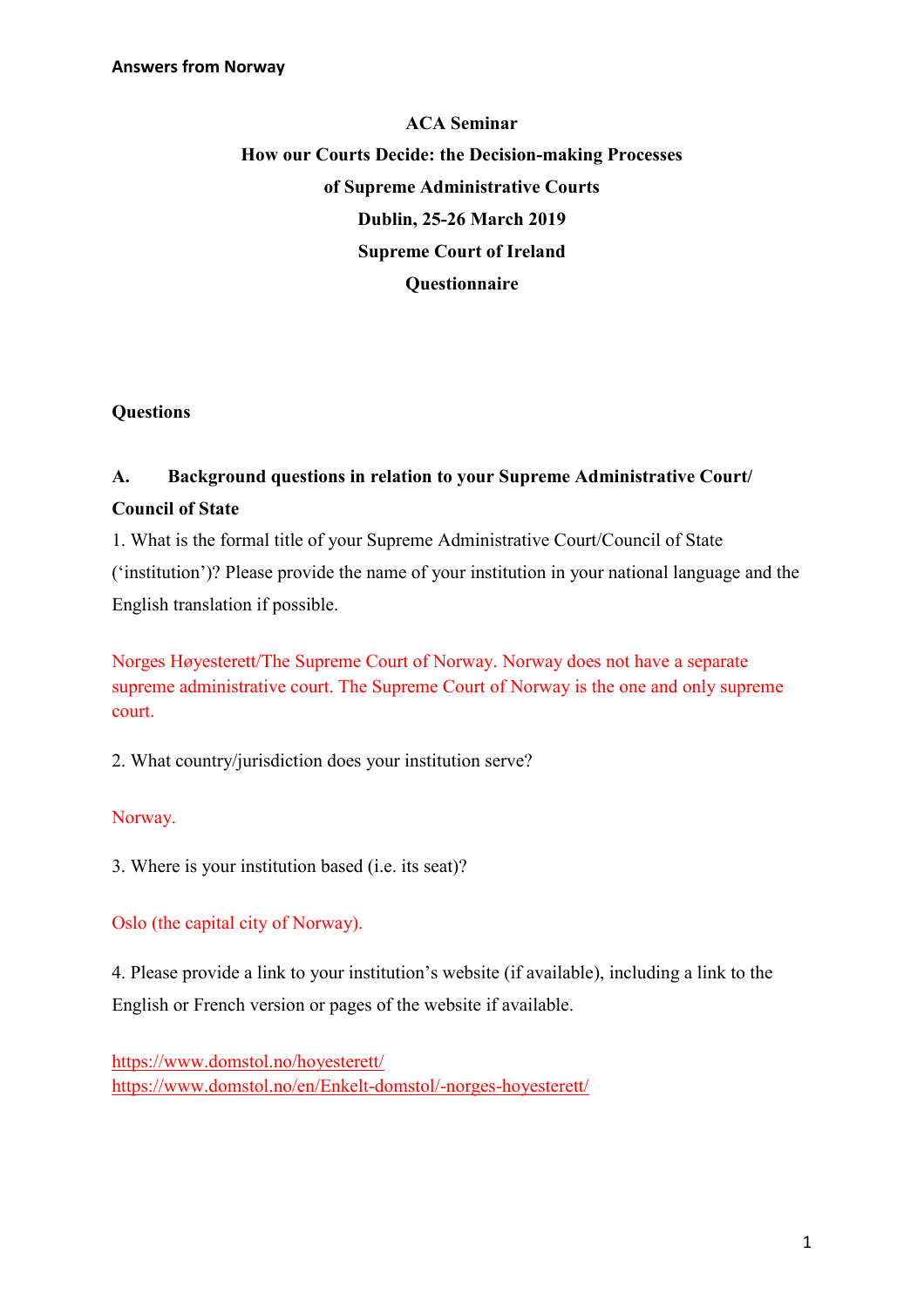**Answers from Norway**

**ACA Seminar**

**How our Courts Decide: the Decision-making Processes of Supreme Administrative Courts**

**Dublin, 25-26 March 2019**

**Supreme Court of Ireland**

**Questionnaire**

**Questions**

**A. Background questions in relation to your Supreme Administrative Court/ Council of State**

1. What is the formal title of your Supreme Administrative Court/Council of State (‘institution’)? Please provide the name of your institution in your national language and the English translation if possible.

Norges Høyesterett/The Supreme Court of Norway. Norway does not have a separate supreme administrative court. The Supreme Court of Norway is the one and only supreme court.

2. What country/jurisdiction does your institution serve?

Norway.

3. Where is your institution based (i.e. its seat)?

Oslo (the capital city of Norway).

4. Please provide a link to your institution’s website (if available), including a link to the English or French version or pages of the website if available.

https://www.domstol.no/hoyesterett/
https://www.domstol.no/en/Enkelt-domstol/-norges-hoyesterett/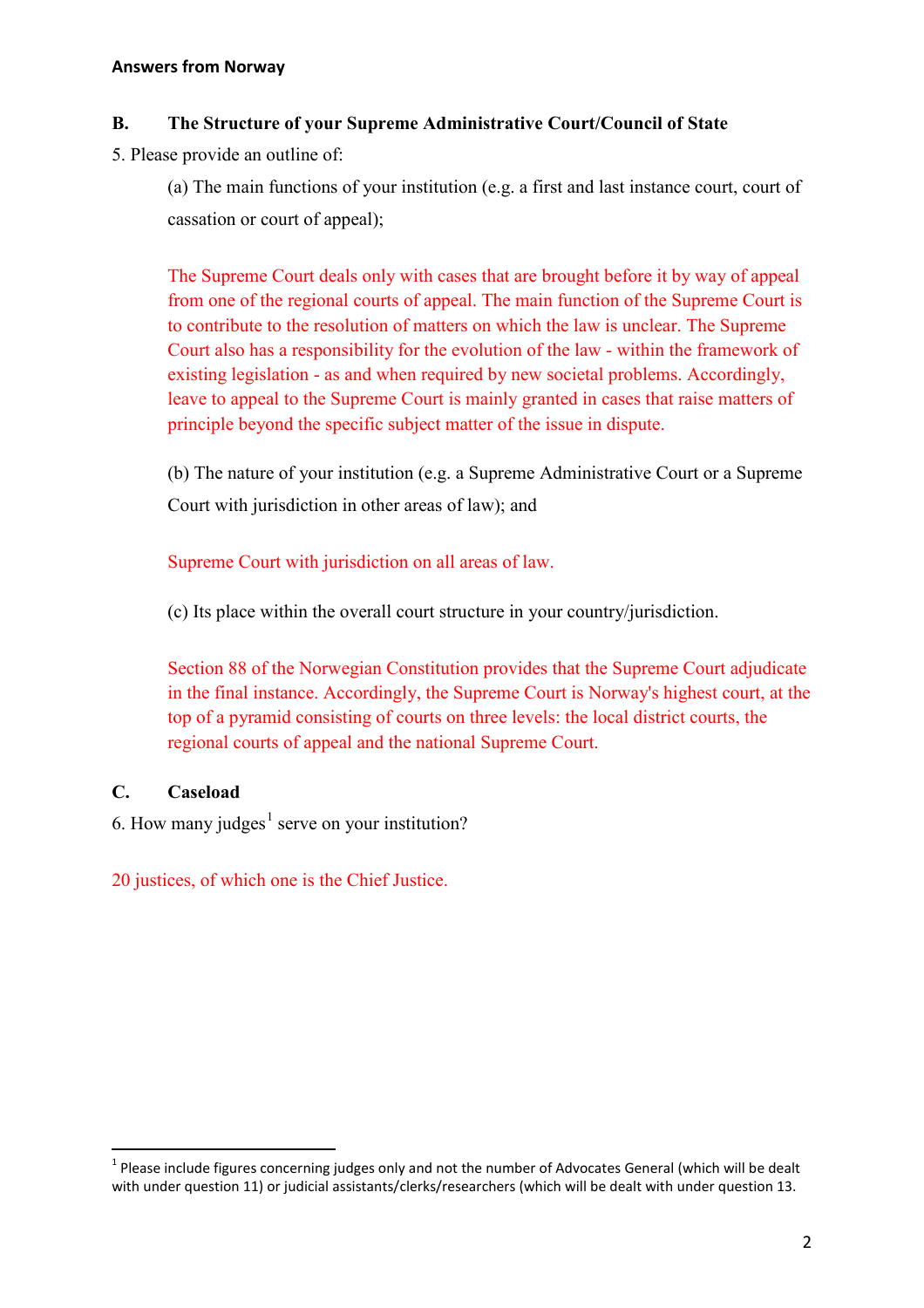**Answers from Norway**

## B. The Structure of your Supreme Administrative Court/Council of State

5. Please provide an outline of:

(a) The main functions of your institution (e.g. a first and last instance court, court of cassation or court of appeal);

The Supreme Court deals only with cases that are brought before it by way of appeal from one of the regional courts of appeal. The main function of the Supreme Court is to contribute to the resolution of matters on which the law is unclear. The Supreme Court also has a responsibility for the evolution of the law - within the framework of existing legislation - as and when required by new societal problems. Accordingly, leave to appeal to the Supreme Court is mainly granted in cases that raise matters of principle beyond the specific subject matter of the issue in dispute.

(b) The nature of your institution (e.g. a Supreme Administrative Court or a Supreme Court with jurisdiction in other areas of law); and

Supreme Court with jurisdiction on all areas of law.

(c) Its place within the overall court structure in your country/jurisdiction.

Section 88 of the Norwegian Constitution provides that the Supreme Court adjudicate in the final instance. Accordingly, the Supreme Court is Norway's highest court, at the top of a pyramid consisting of courts on three levels: the local district courts, the regional courts of appeal and the national Supreme Court.

## C. Caseload

6. How many judges[1] serve on your institution?

20 justices, of which one is the Chief Justice.

---

[1] Please include figures concerning judges only and not the number of Advocates General (which will be dealt with under question 11) or judicial assistants/clerks/researchers (which will be dealt with under question 13.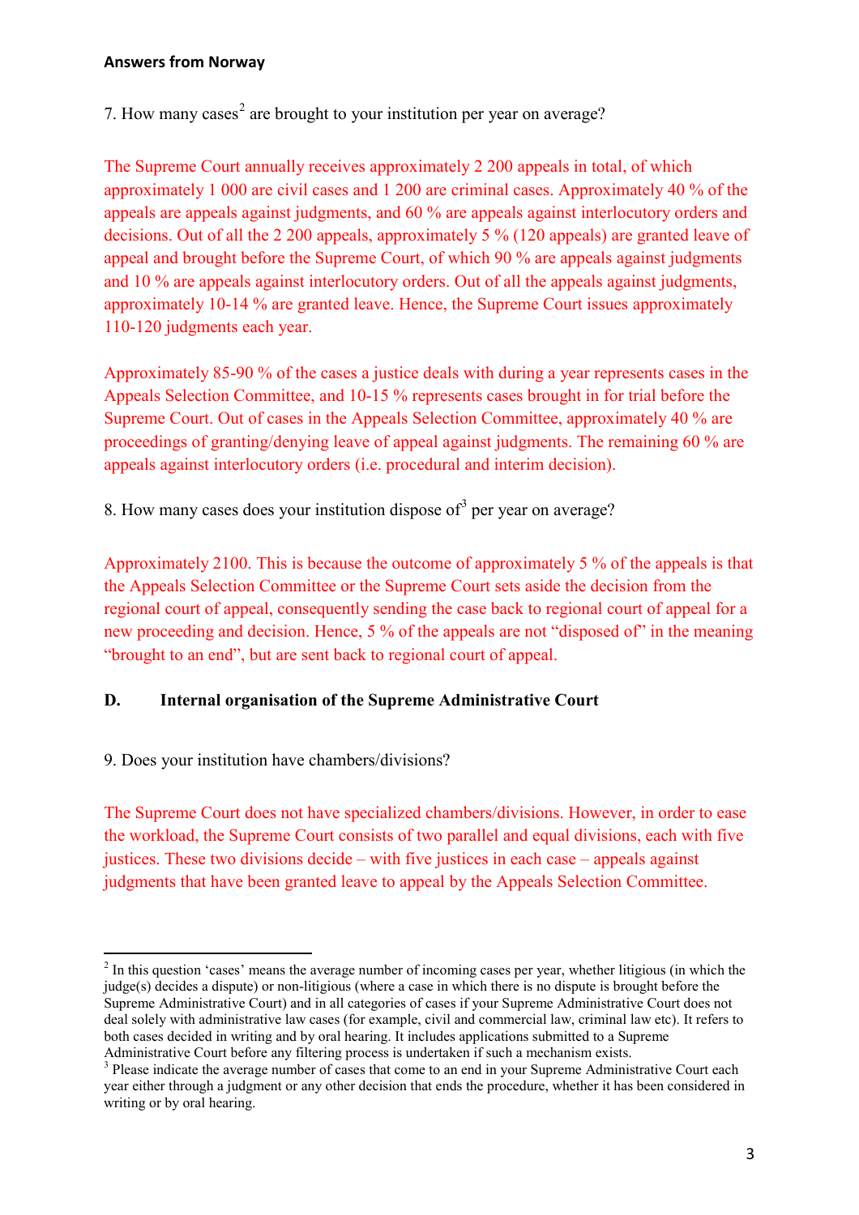**Answers from Norway**

7. How many cases[2] are brought to your institution per year on average?

The Supreme Court annually receives approximately 2 200 appeals in total, of which approximately 1 000 are civil cases and 1 200 are criminal cases. Approximately 40 % of the appeals are appeals against judgments, and 60 % are appeals against interlocutory orders and decisions. Out of all the 2 200 appeals, approximately 5 % (120 appeals) are granted leave of appeal and brought before the Supreme Court, of which 90 % are appeals against judgments and 10 % are appeals against interlocutory orders. Out of all the appeals against judgments, approximately 10-14 % are granted leave. Hence, the Supreme Court issues approximately 110-120 judgments each year.

Approximately 85-90 % of the cases a justice deals with during a year represents cases in the Appeals Selection Committee, and 10-15 % represents cases brought in for trial before the Supreme Court. Out of cases in the Appeals Selection Committee, approximately 40 % are proceedings of granting/denying leave of appeal against judgments. The remaining 60 % are appeals against interlocutory orders (i.e. procedural and interim decision).

8. How many cases does your institution dispose of[3] per year on average?

Approximately 2100. This is because the outcome of approximately 5 % of the appeals is that the Appeals Selection Committee or the Supreme Court sets aside the decision from the regional court of appeal, consequently sending the case back to regional court of appeal for a new proceeding and decision. Hence, 5 % of the appeals are not "disposed of" in the meaning "brought to an end", but are sent back to regional court of appeal.

## D. Internal organisation of the Supreme Administrative Court

9. Does your institution have chambers/divisions?

The Supreme Court does not have specialized chambers/divisions. However, in order to ease the workload, the Supreme Court consists of two parallel and equal divisions, each with five justices. These two divisions decide – with five justices in each case – appeals against judgments that have been granted leave to appeal by the Appeals Selection Committee.

---

[2] In this question 'cases' means the average number of incoming cases per year, whether litigious (in which the judge(s) decides a dispute) or non-litigious (where a case in which there is no dispute is brought before the Supreme Administrative Court) and in all categories of cases if your Supreme Administrative Court does not deal solely with administrative law cases (for example, civil and commercial law, criminal law etc). It refers to both cases decided in writing and by oral hearing. It includes applications submitted to a Supreme Administrative Court before any filtering process is undertaken if such a mechanism exists.

[3] Please indicate the average number of cases that come to an end in your Supreme Administrative Court each year either through a judgment or any other decision that ends the procedure, whether it has been considered in writing or by oral hearing.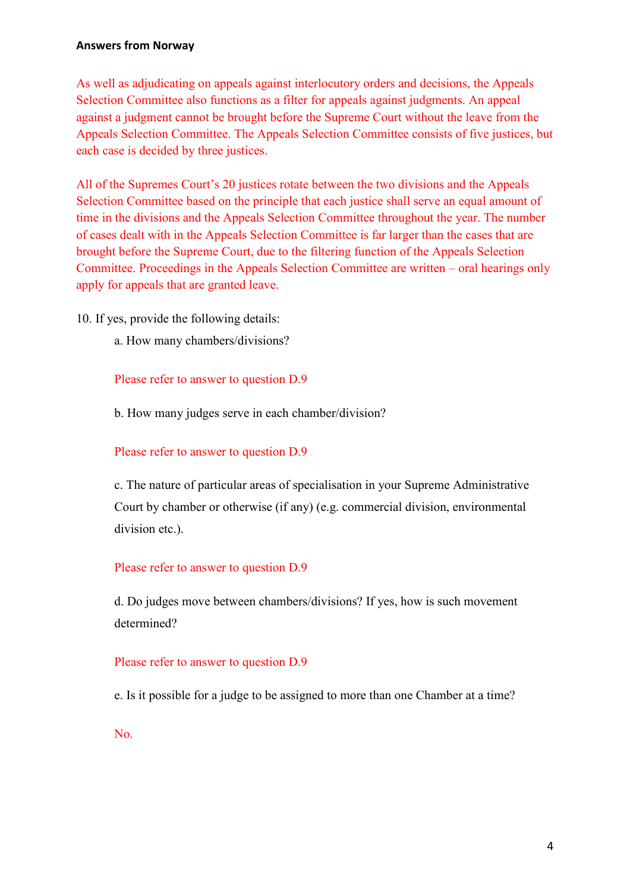**Answers from Norway**

As well as adjudicating on appeals against interlocutory orders and decisions, the Appeals Selection Committee also functions as a filter for appeals against judgments. An appeal against a judgment cannot be brought before the Supreme Court without the leave from the Appeals Selection Committee. The Appeals Selection Committee consists of five justices, but each case is decided by three justices.

All of the Supremes Court's 20 justices rotate between the two divisions and the Appeals Selection Committee based on the principle that each justice shall serve an equal amount of time in the divisions and the Appeals Selection Committee throughout the year. The number of cases dealt with in the Appeals Selection Committee is far larger than the cases that are brought before the Supreme Court, due to the filtering function of the Appeals Selection Committee. Proceedings in the Appeals Selection Committee are written – oral hearings only apply for appeals that are granted leave.

10. If yes, provide the following details:

a. How many chambers/divisions?

Please refer to answer to question D.9

b. How many judges serve in each chamber/division?

Please refer to answer to question D.9

c. The nature of particular areas of specialisation in your Supreme Administrative Court by chamber or otherwise (if any) (e.g. commercial division, environmental division etc.).

Please refer to answer to question D.9

d. Do judges move between chambers/divisions? If yes, how is such movement determined?

Please refer to answer to question D.9

e. Is it possible for a judge to be assigned to more than one Chamber at a time?

No.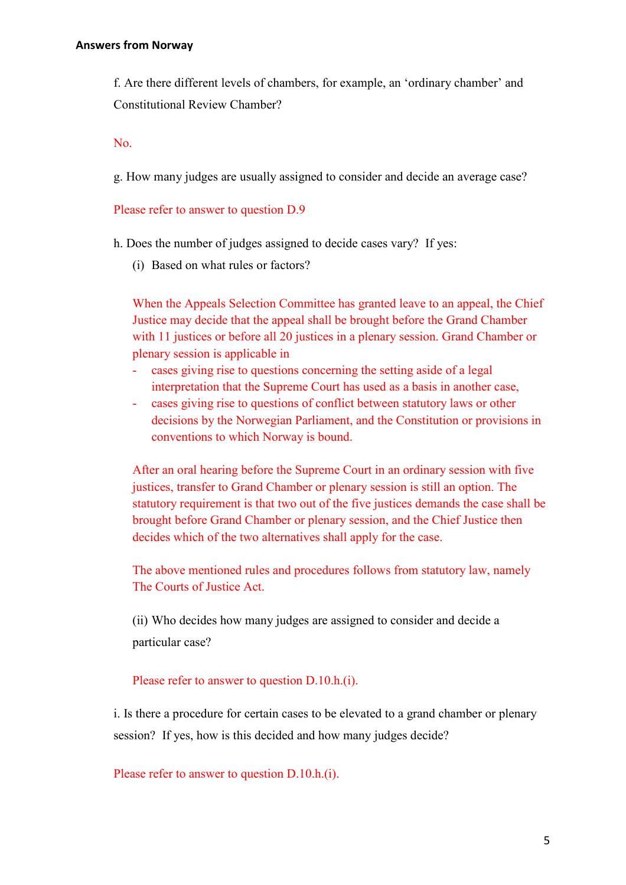f. Are there different levels of chambers, for example, an 'ordinary chamber' and Constitutional Review Chamber?

No.

g. How many judges are usually assigned to consider and decide an average case?

Please refer to answer to question D.9

h. Does the number of judges assigned to decide cases vary? If yes:

(i) Based on what rules or factors?

When the Appeals Selection Committee has granted leave to an appeal, the Chief Justice may decide that the appeal shall be brought before the Grand Chamber with 11 justices or before all 20 justices in a plenary session. Grand Chamber or plenary session is applicable in

- cases giving rise to questions concerning the setting aside of a legal interpretation that the Supreme Court has used as a basis in another case,
- cases giving rise to questions of conflict between statutory laws or other decisions by the Norwegian Parliament, and the Constitution or provisions in conventions to which Norway is bound.

After an oral hearing before the Supreme Court in an ordinary session with five justices, transfer to Grand Chamber or plenary session is still an option. The statutory requirement is that two out of the five justices demands the case shall be brought before Grand Chamber or plenary session, and the Chief Justice then decides which of the two alternatives shall apply for the case.

The above mentioned rules and procedures follows from statutory law, namely The Courts of Justice Act.

(ii) Who decides how many judges are assigned to consider and decide a particular case?

Please refer to answer to question D.10.h.(i).

i. Is there a procedure for certain cases to be elevated to a grand chamber or plenary session? If yes, how is this decided and how many judges decide?

Please refer to answer to question D.10.h.(i).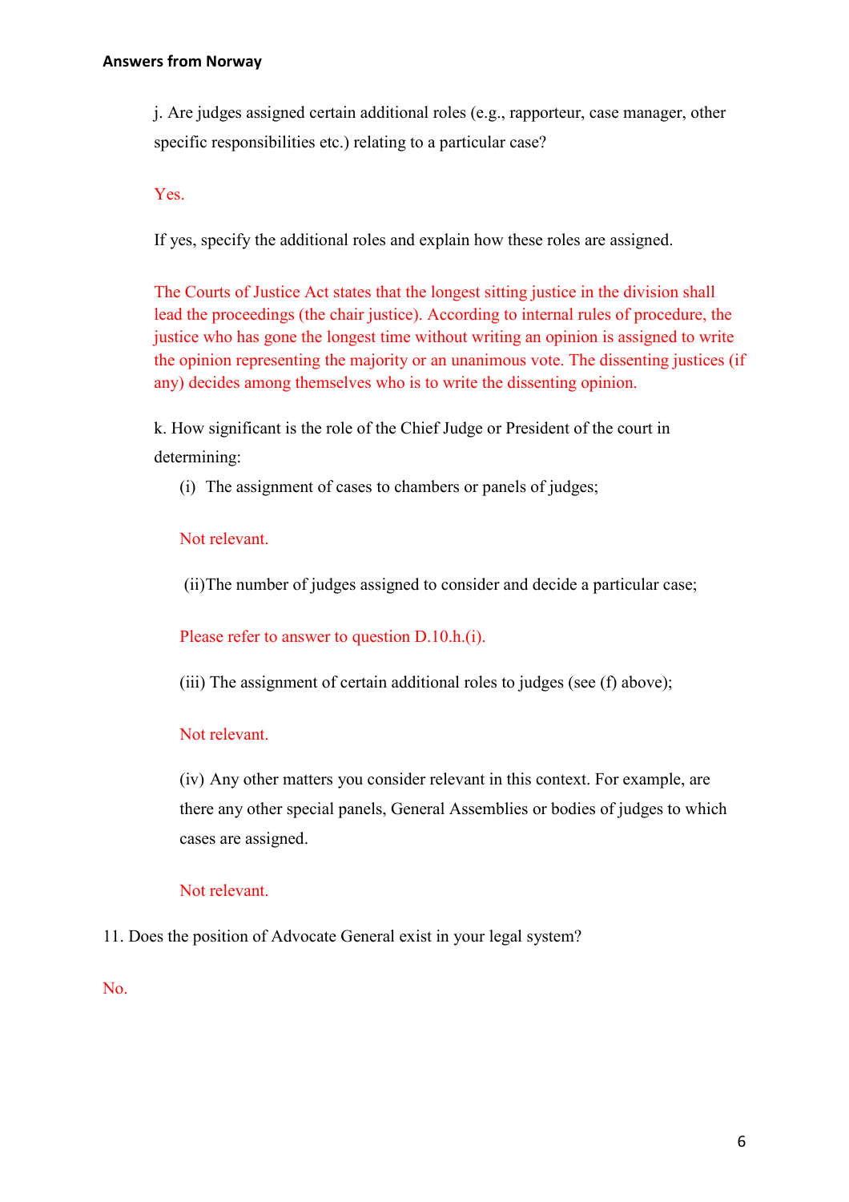j. Are judges assigned certain additional roles (e.g., rapporteur, case manager, other specific responsibilities etc.) relating to a particular case?

Yes.

If yes, specify the additional roles and explain how these roles are assigned.

The Courts of Justice Act states that the longest sitting justice in the division shall lead the proceedings (the chair justice). According to internal rules of procedure, the justice who has gone the longest time without writing an opinion is assigned to write the opinion representing the majority or an unanimous vote. The dissenting justices (if any) decides among themselves who is to write the dissenting opinion.

k. How significant is the role of the Chief Judge or President of the court in determining:

(i) The assignment of cases to chambers or panels of judges;

Not relevant.

(ii) The number of judges assigned to consider and decide a particular case;

Please refer to answer to question D.10.h.(i).

(iii) The assignment of certain additional roles to judges (see (f) above);

Not relevant.

(iv) Any other matters you consider relevant in this context. For example, are there any other special panels, General Assemblies or bodies of judges to which cases are assigned.

Not relevant.

11. Does the position of Advocate General exist in your legal system?

No.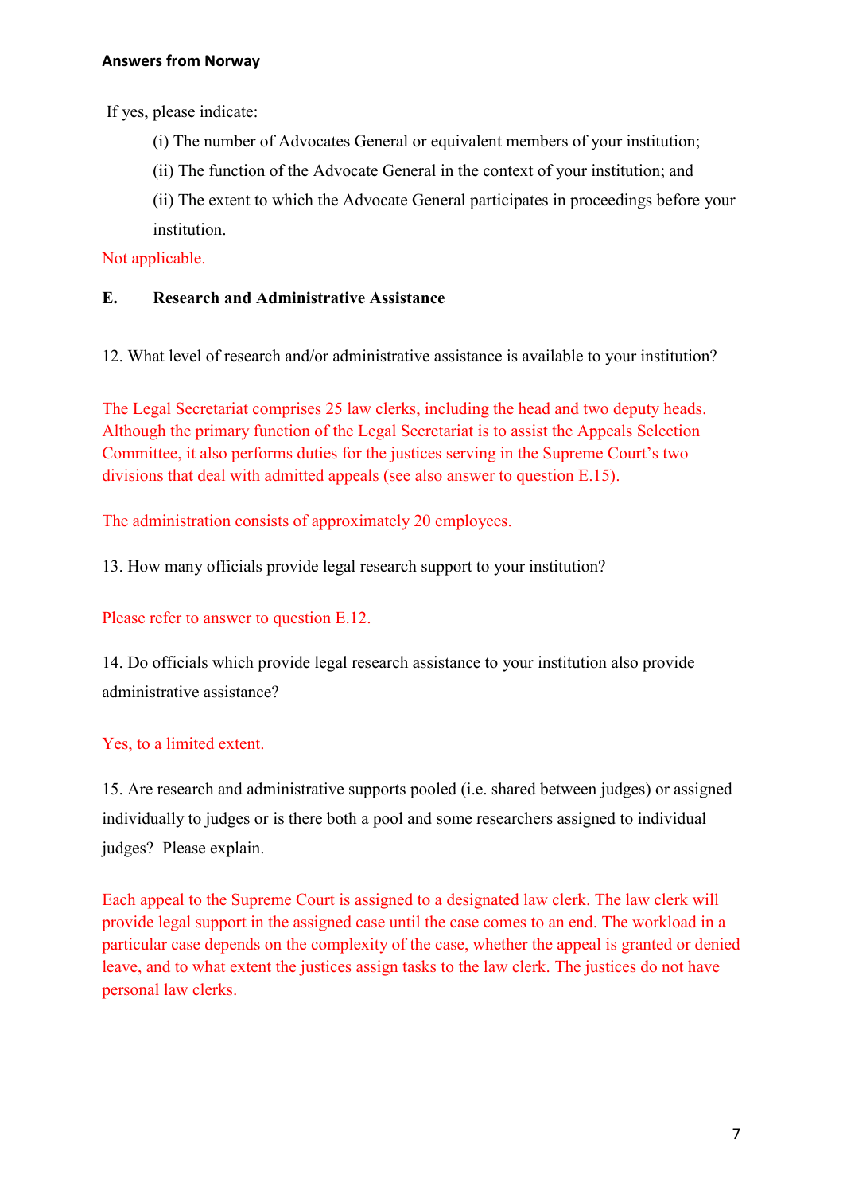If yes, please indicate:

(i) The number of Advocates General or equivalent members of your institution;

(ii) The function of the Advocate General in the context of your institution; and

(ii) The extent to which the Advocate General participates in proceedings before your institution.

Not applicable.

## E. Research and Administrative Assistance

12. What level of research and/or administrative assistance is available to your institution?

The Legal Secretariat comprises 25 law clerks, including the head and two deputy heads. Although the primary function of the Legal Secretariat is to assist the Appeals Selection Committee, it also performs duties for the justices serving in the Supreme Court's two divisions that deal with admitted appeals (see also answer to question E.15).

The administration consists of approximately 20 employees.

13. How many officials provide legal research support to your institution?

Please refer to answer to question E.12.

14. Do officials which provide legal research assistance to your institution also provide administrative assistance?

Yes, to a limited extent.

15. Are research and administrative supports pooled (i.e. shared between judges) or assigned individually to judges or is there both a pool and some researchers assigned to individual judges? Please explain.

Each appeal to the Supreme Court is assigned to a designated law clerk. The law clerk will provide legal support in the assigned case until the case comes to an end. The workload in a particular case depends on the complexity of the case, whether the appeal is granted or denied leave, and to what extent the justices assign tasks to the law clerk. The justices do not have personal law clerks.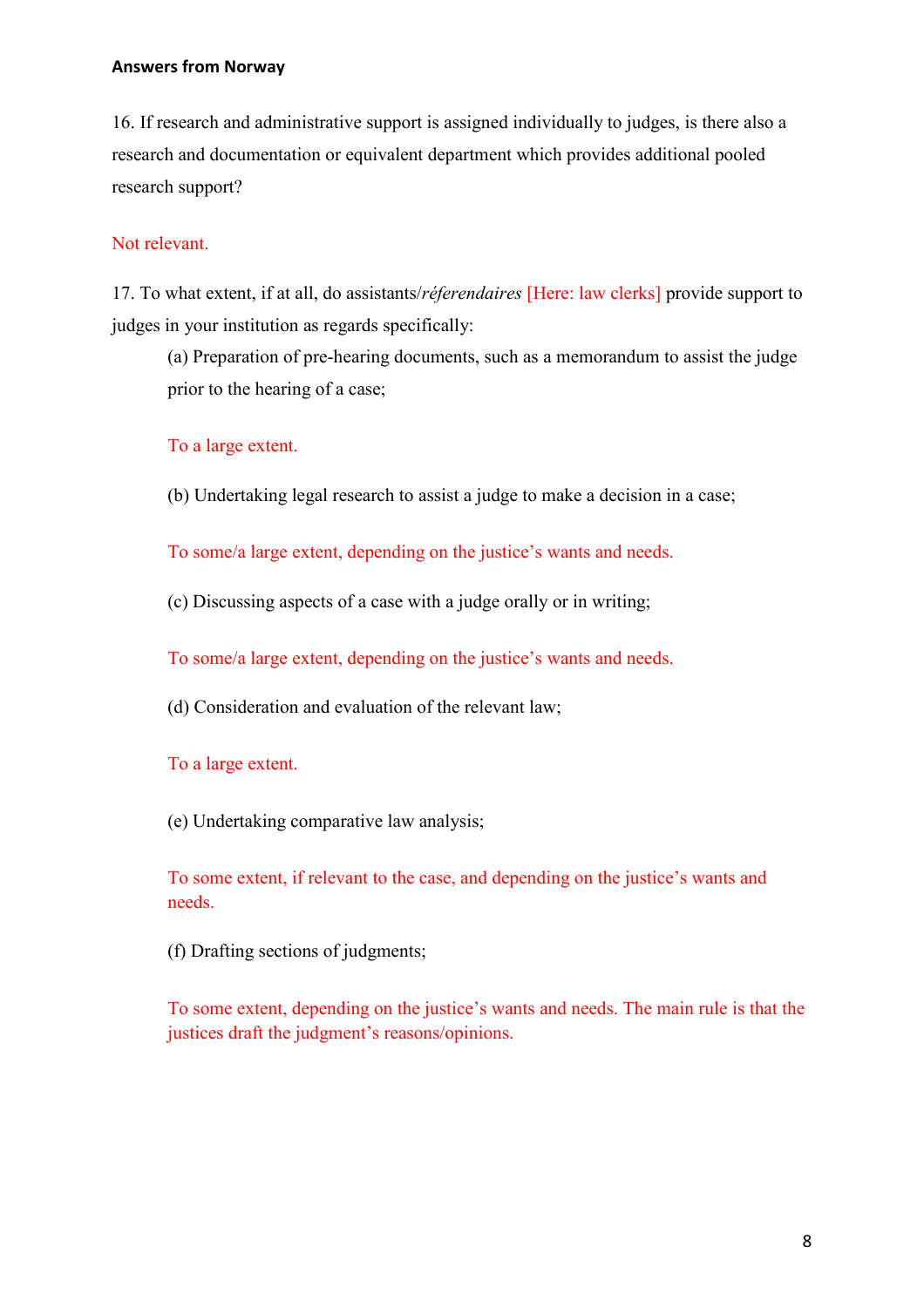**Answers from Norway**

16. If research and administrative support is assigned individually to judges, is there also a research and documentation or equivalent department which provides additional pooled research support?

Not relevant.

17. To what extent, if at all, do assistants/*référendaires* [Here: law clerks] provide support to judges in your institution as regards specifically:

(a) Preparation of pre-hearing documents, such as a memorandum to assist the judge prior to the hearing of a case;

To a large extent.

(b) Undertaking legal research to assist a judge to make a decision in a case;

To some/a large extent, depending on the justice's wants and needs.

(c) Discussing aspects of a case with a judge orally or in writing;

To some/a large extent, depending on the justice's wants and needs.

(d) Consideration and evaluation of the relevant law;

To a large extent.

(e) Undertaking comparative law analysis;

To some extent, if relevant to the case, and depending on the justice's wants and needs.

(f) Drafting sections of judgments;

To some extent, depending on the justice's wants and needs. The main rule is that the justices draft the judgment's reasons/opinions.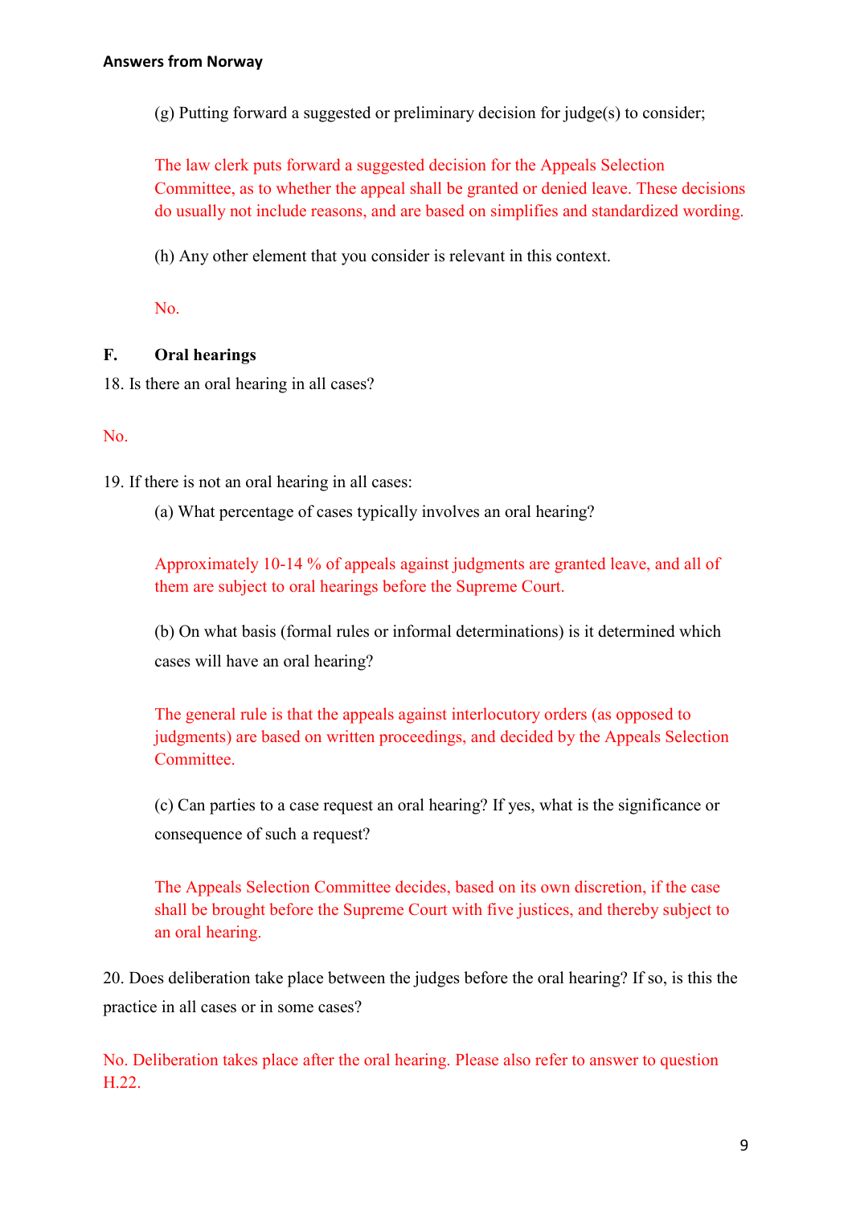(g) Putting forward a suggested or preliminary decision for judge(s) to consider;

The law clerk puts forward a suggested decision for the Appeals Selection Committee, as to whether the appeal shall be granted or denied leave. These decisions do usually not include reasons, and are based on simplifies and standardized wording.

(h) Any other element that you consider is relevant in this context.

No.

## F. Oral hearings

18. Is there an oral hearing in all cases?

No.

19. If there is not an oral hearing in all cases:

(a) What percentage of cases typically involves an oral hearing?

Approximately 10-14 % of appeals against judgments are granted leave, and all of them are subject to oral hearings before the Supreme Court.

(b) On what basis (formal rules or informal determinations) is it determined which cases will have an oral hearing?

The general rule is that the appeals against interlocutory orders (as opposed to judgments) are based on written proceedings, and decided by the Appeals Selection Committee.

(c) Can parties to a case request an oral hearing? If yes, what is the significance or consequence of such a request?

The Appeals Selection Committee decides, based on its own discretion, if the case shall be brought before the Supreme Court with five justices, and thereby subject to an oral hearing.

20. Does deliberation take place between the judges before the oral hearing? If so, is this the practice in all cases or in some cases?

No. Deliberation takes place after the oral hearing. Please also refer to answer to question H.22.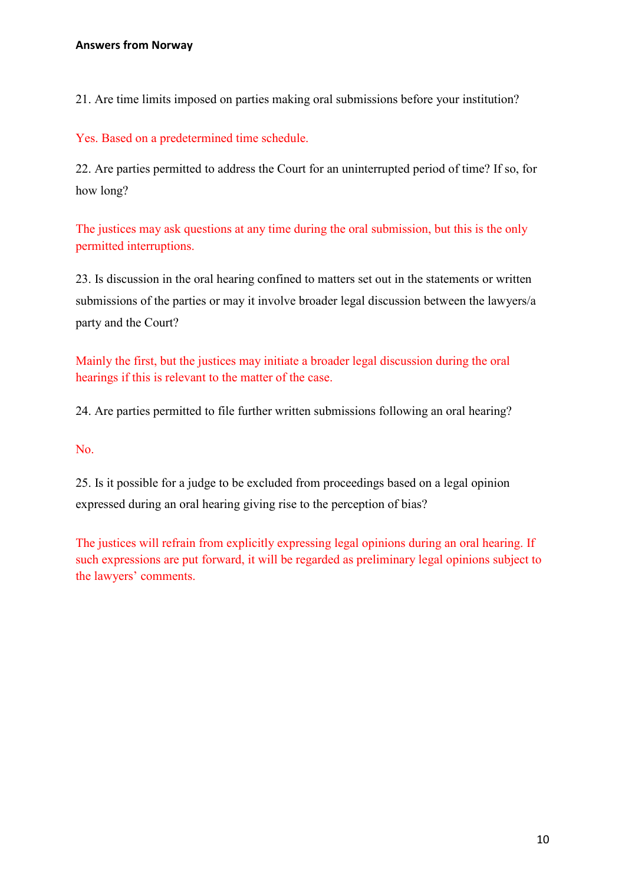**Answers from Norway**

21. Are time limits imposed on parties making oral submissions before your institution?

Yes. Based on a predetermined time schedule.

22. Are parties permitted to address the Court for an uninterrupted period of time? If so, for how long?

The justices may ask questions at any time during the oral submission, but this is the only permitted interruptions.

23. Is discussion in the oral hearing confined to matters set out in the statements or written submissions of the parties or may it involve broader legal discussion between the lawyers/a party and the Court?

Mainly the first, but the justices may initiate a broader legal discussion during the oral hearings if this is relevant to the matter of the case.

24. Are parties permitted to file further written submissions following an oral hearing?

No.

25. Is it possible for a judge to be excluded from proceedings based on a legal opinion expressed during an oral hearing giving rise to the perception of bias?

The justices will refrain from explicitly expressing legal opinions during an oral hearing. If such expressions are put forward, it will be regarded as preliminary legal opinions subject to the lawyers' comments.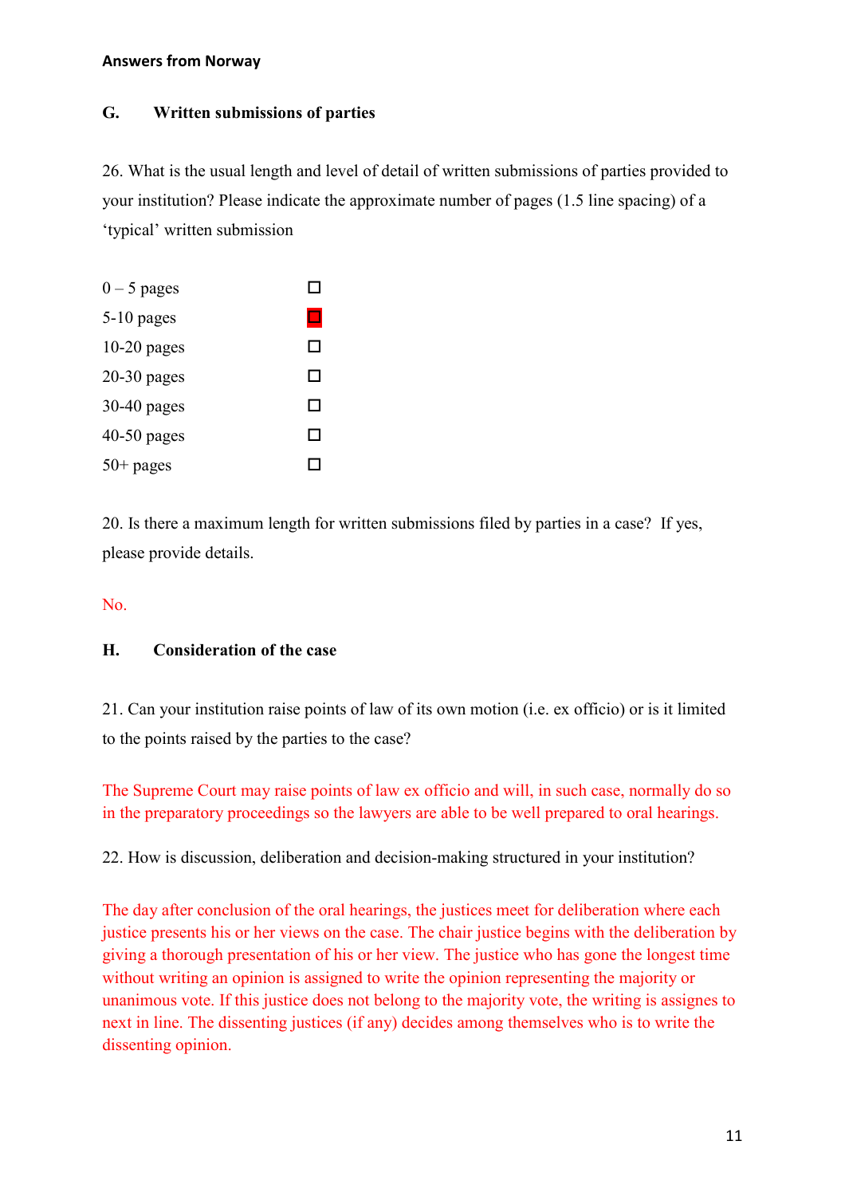**Answers from Norway**

## G. Written submissions of parties

26. What is the usual length and level of detail of written submissions of parties provided to your institution? Please indicate the approximate number of pages (1.5 line spacing) of a 'typical' written submission

| | |
|---|---|
| 0 – 5 pages | ☐ |
| 5-10 pages | ☒ |
| 10-20 pages | ☐ |
| 20-30 pages | ☐ |
| 30-40 pages | ☐ |
| 40-50 pages | ☐ |
| 50+ pages | ☐ |

20. Is there a maximum length for written submissions filed by parties in a case? If yes, please provide details.

No.

## H. Consideration of the case

21. Can your institution raise points of law of its own motion (i.e. ex officio) or is it limited to the points raised by the parties to the case?

The Supreme Court may raise points of law ex officio and will, in such case, normally do so in the preparatory proceedings so the lawyers are able to be well prepared to oral hearings.

22. How is discussion, deliberation and decision-making structured in your institution?

The day after conclusion of the oral hearings, the justices meet for deliberation where each justice presents his or her views on the case. The chair justice begins with the deliberation by giving a thorough presentation of his or her view. The justice who has gone the longest time without writing an opinion is assigned to write the opinion representing the majority or unanimous vote. If this justice does not belong to the majority vote, the writing is assignes to next in line. The dissenting justices (if any) decides among themselves who is to write the dissenting opinion.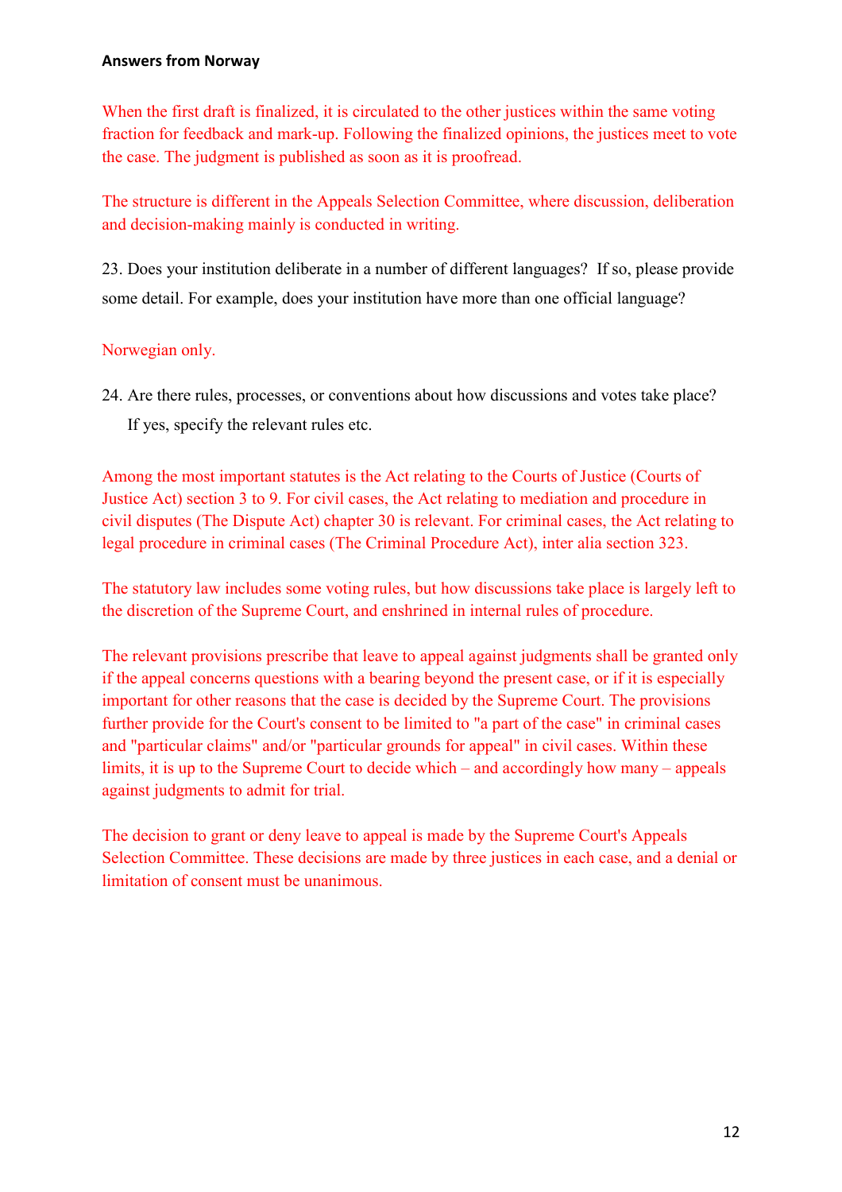When the first draft is finalized, it is circulated to the other justices within the same voting fraction for feedback and mark-up. Following the finalized opinions, the justices meet to vote the case. The judgment is published as soon as it is proofread.

The structure is different in the Appeals Selection Committee, where discussion, deliberation and decision-making mainly is conducted in writing.

23. Does your institution deliberate in a number of different languages? If so, please provide some detail. For example, does your institution have more than one official language?

Norwegian only.

24. Are there rules, processes, or conventions about how discussions and votes take place? If yes, specify the relevant rules etc.

Among the most important statutes is the Act relating to the Courts of Justice (Courts of Justice Act) section 3 to 9. For civil cases, the Act relating to mediation and procedure in civil disputes (The Dispute Act) chapter 30 is relevant. For criminal cases, the Act relating to legal procedure in criminal cases (The Criminal Procedure Act), inter alia section 323.

The statutory law includes some voting rules, but how discussions take place is largely left to the discretion of the Supreme Court, and enshrined in internal rules of procedure.

The relevant provisions prescribe that leave to appeal against judgments shall be granted only if the appeal concerns questions with a bearing beyond the present case, or if it is especially important for other reasons that the case is decided by the Supreme Court. The provisions further provide for the Court's consent to be limited to "a part of the case" in criminal cases and "particular claims" and/or "particular grounds for appeal" in civil cases. Within these limits, it is up to the Supreme Court to decide which – and accordingly how many – appeals against judgments to admit for trial.

The decision to grant or deny leave to appeal is made by the Supreme Court's Appeals Selection Committee. These decisions are made by three justices in each case, and a denial or limitation of consent must be unanimous.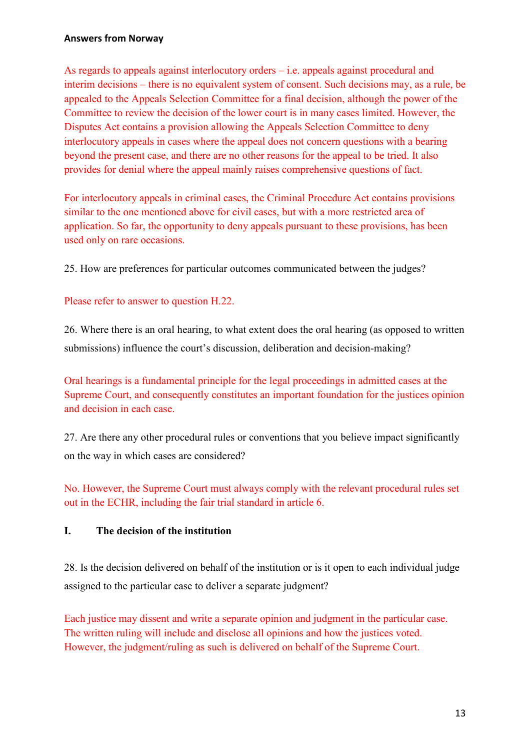**Answers from Norway**

As regards to appeals against interlocutory orders – i.e. appeals against procedural and interim decisions – there is no equivalent system of consent. Such decisions may, as a rule, be appealed to the Appeals Selection Committee for a final decision, although the power of the Committee to review the decision of the lower court is in many cases limited. However, the Disputes Act contains a provision allowing the Appeals Selection Committee to deny interlocutory appeals in cases where the appeal does not concern questions with a bearing beyond the present case, and there are no other reasons for the appeal to be tried. It also provides for denial where the appeal mainly raises comprehensive questions of fact.

For interlocutory appeals in criminal cases, the Criminal Procedure Act contains provisions similar to the one mentioned above for civil cases, but with a more restricted area of application. So far, the opportunity to deny appeals pursuant to these provisions, has been used only on rare occasions.

25. How are preferences for particular outcomes communicated between the judges?

Please refer to answer to question H.22.

26. Where there is an oral hearing, to what extent does the oral hearing (as opposed to written submissions) influence the court's discussion, deliberation and decision-making?

Oral hearings is a fundamental principle for the legal proceedings in admitted cases at the Supreme Court, and consequently constitutes an important foundation for the justices opinion and decision in each case.

27. Are there any other procedural rules or conventions that you believe impact significantly on the way in which cases are considered?

No. However, the Supreme Court must always comply with the relevant procedural rules set out in the ECHR, including the fair trial standard in article 6.

## I. The decision of the institution

28. Is the decision delivered on behalf of the institution or is it open to each individual judge assigned to the particular case to deliver a separate judgment?

Each justice may dissent and write a separate opinion and judgment in the particular case. The written ruling will include and disclose all opinions and how the justices voted. However, the judgment/ruling as such is delivered on behalf of the Supreme Court.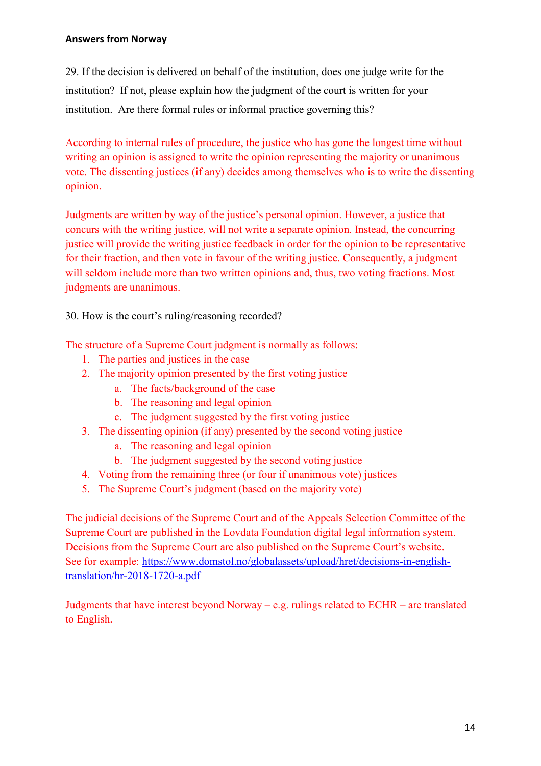**Answers from Norway**

29. If the decision is delivered on behalf of the institution, does one judge write for the institution? If not, please explain how the judgment of the court is written for your institution. Are there formal rules or informal practice governing this?

According to internal rules of procedure, the justice who has gone the longest time without writing an opinion is assigned to write the opinion representing the majority or unanimous vote. The dissenting justices (if any) decides among themselves who is to write the dissenting opinion.

Judgments are written by way of the justice's personal opinion. However, a justice that concurs with the writing justice, will not write a separate opinion. Instead, the concurring justice will provide the writing justice feedback in order for the opinion to be representative for their fraction, and then vote in favour of the writing justice. Consequently, a judgment will seldom include more than two written opinions and, thus, two voting fractions. Most judgments are unanimous.

30. How is the court's ruling/reasoning recorded?

The structure of a Supreme Court judgment is normally as follows:

1. The parties and justices in the case
2. The majority opinion presented by the first voting justice
   a. The facts/background of the case
   b. The reasoning and legal opinion
   c. The judgment suggested by the first voting justice
3. The dissenting opinion (if any) presented by the second voting justice
   a. The reasoning and legal opinion
   b. The judgment suggested by the second voting justice
4. Voting from the remaining three (or four if unanimous vote) justices
5. The Supreme Court's judgment (based on the majority vote)

The judicial decisions of the Supreme Court and of the Appeals Selection Committee of the Supreme Court are published in the Lovdata Foundation digital legal information system. Decisions from the Supreme Court are also published on the Supreme Court's website. See for example: https://www.domstol.no/globalassets/upload/hret/decisions-in-english-translation/hr-2018-1720-a.pdf

Judgments that have interest beyond Norway – e.g. rulings related to ECHR – are translated to English.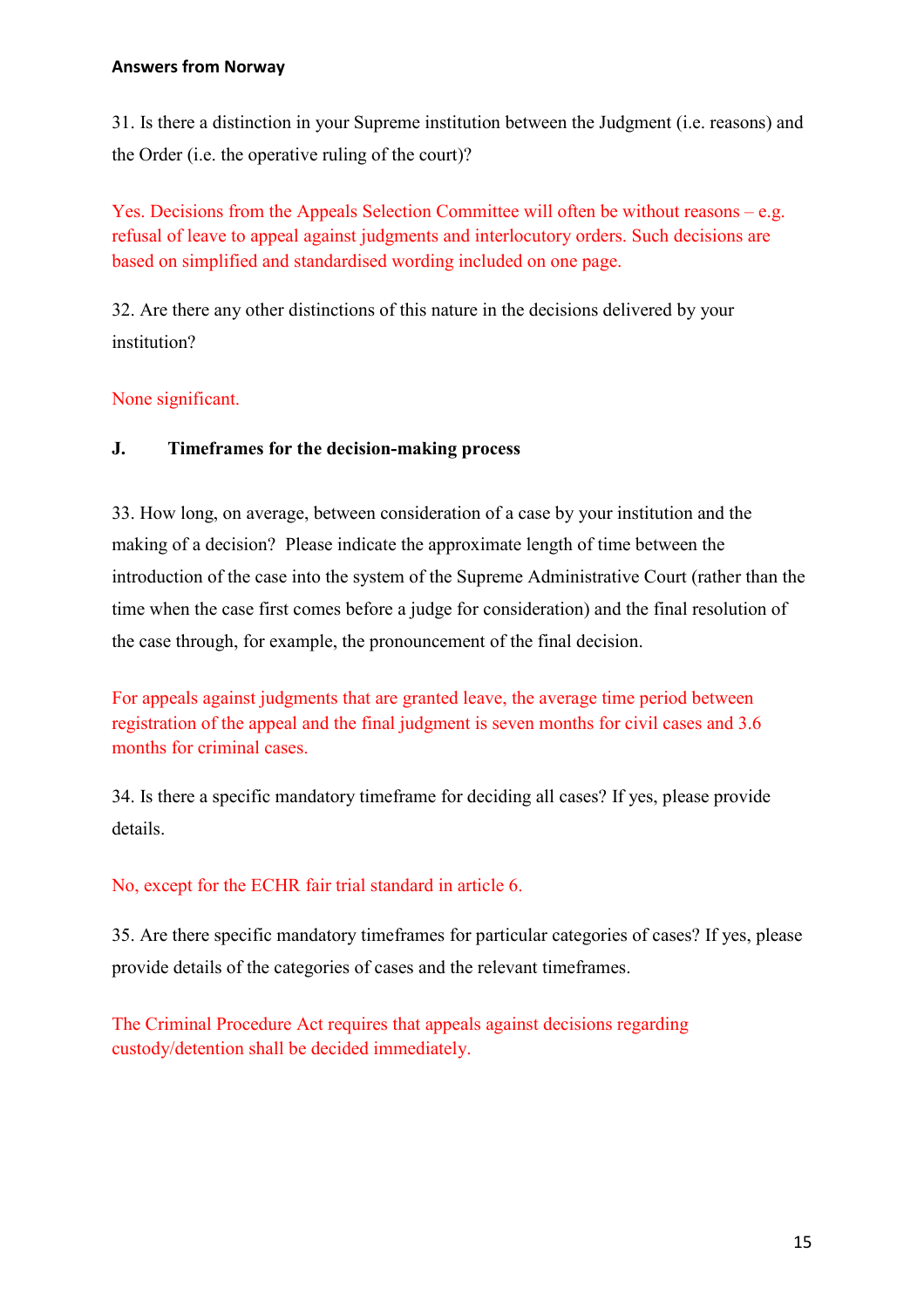**Answers from Norway**

31. Is there a distinction in your Supreme institution between the Judgment (i.e. reasons) and the Order (i.e. the operative ruling of the court)?

Yes. Decisions from the Appeals Selection Committee will often be without reasons – e.g. refusal of leave to appeal against judgments and interlocutory orders. Such decisions are based on simplified and standardised wording included on one page.

32. Are there any other distinctions of this nature in the decisions delivered by your institution?

None significant.

## J. Timeframes for the decision-making process

33. How long, on average, between consideration of a case by your institution and the making of a decision? Please indicate the approximate length of time between the introduction of the case into the system of the Supreme Administrative Court (rather than the time when the case first comes before a judge for consideration) and the final resolution of the case through, for example, the pronouncement of the final decision.

For appeals against judgments that are granted leave, the average time period between registration of the appeal and the final judgment is seven months for civil cases and 3.6 months for criminal cases.

34. Is there a specific mandatory timeframe for deciding all cases? If yes, please provide details.

No, except for the ECHR fair trial standard in article 6.

35. Are there specific mandatory timeframes for particular categories of cases? If yes, please provide details of the categories of cases and the relevant timeframes.

The Criminal Procedure Act requires that appeals against decisions regarding custody/detention shall be decided immediately.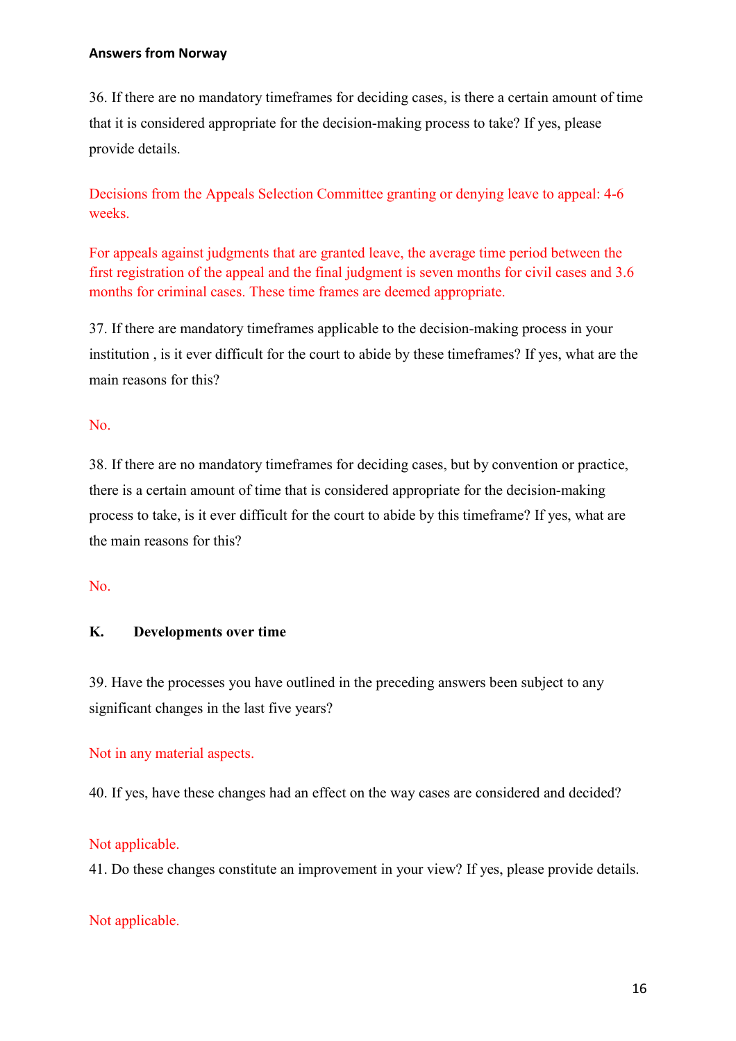36. If there are no mandatory timeframes for deciding cases, is there a certain amount of time that it is considered appropriate for the decision-making process to take? If yes, please provide details.

Decisions from the Appeals Selection Committee granting or denying leave to appeal: 4-6 weeks.

For appeals against judgments that are granted leave, the average time period between the first registration of the appeal and the final judgment is seven months for civil cases and 3.6 months for criminal cases. These time frames are deemed appropriate.

37. If there are mandatory timeframes applicable to the decision-making process in your institution , is it ever difficult for the court to abide by these timeframes? If yes, what are the main reasons for this?

No.

38. If there are no mandatory timeframes for deciding cases, but by convention or practice, there is a certain amount of time that is considered appropriate for the decision-making process to take, is it ever difficult for the court to abide by this timeframe? If yes, what are the main reasons for this?

No.

## K. Developments over time

39. Have the processes you have outlined in the preceding answers been subject to any significant changes in the last five years?

Not in any material aspects.

40. If yes, have these changes had an effect on the way cases are considered and decided?

Not applicable.

41. Do these changes constitute an improvement in your view? If yes, please provide details.

Not applicable.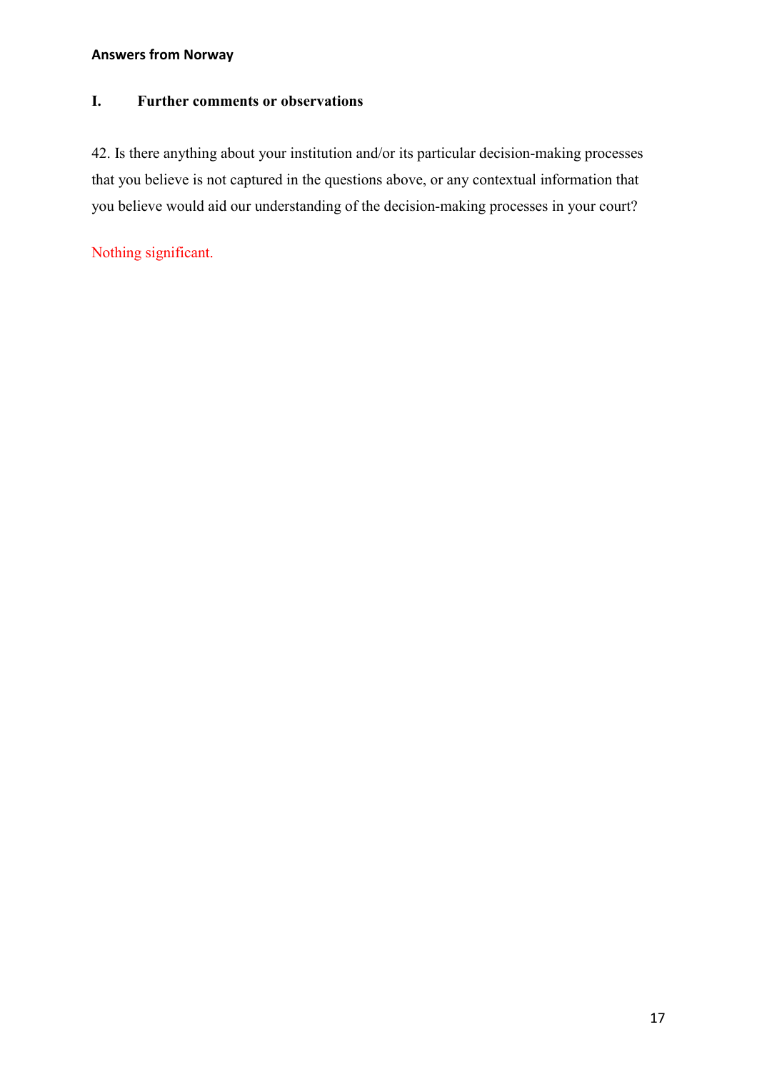**Answers from Norway**

## I. Further comments or observations

42. Is there anything about your institution and/or its particular decision-making processes that you believe is not captured in the questions above, or any contextual information that you believe would aid our understanding of the decision-making processes in your court?

Nothing significant.